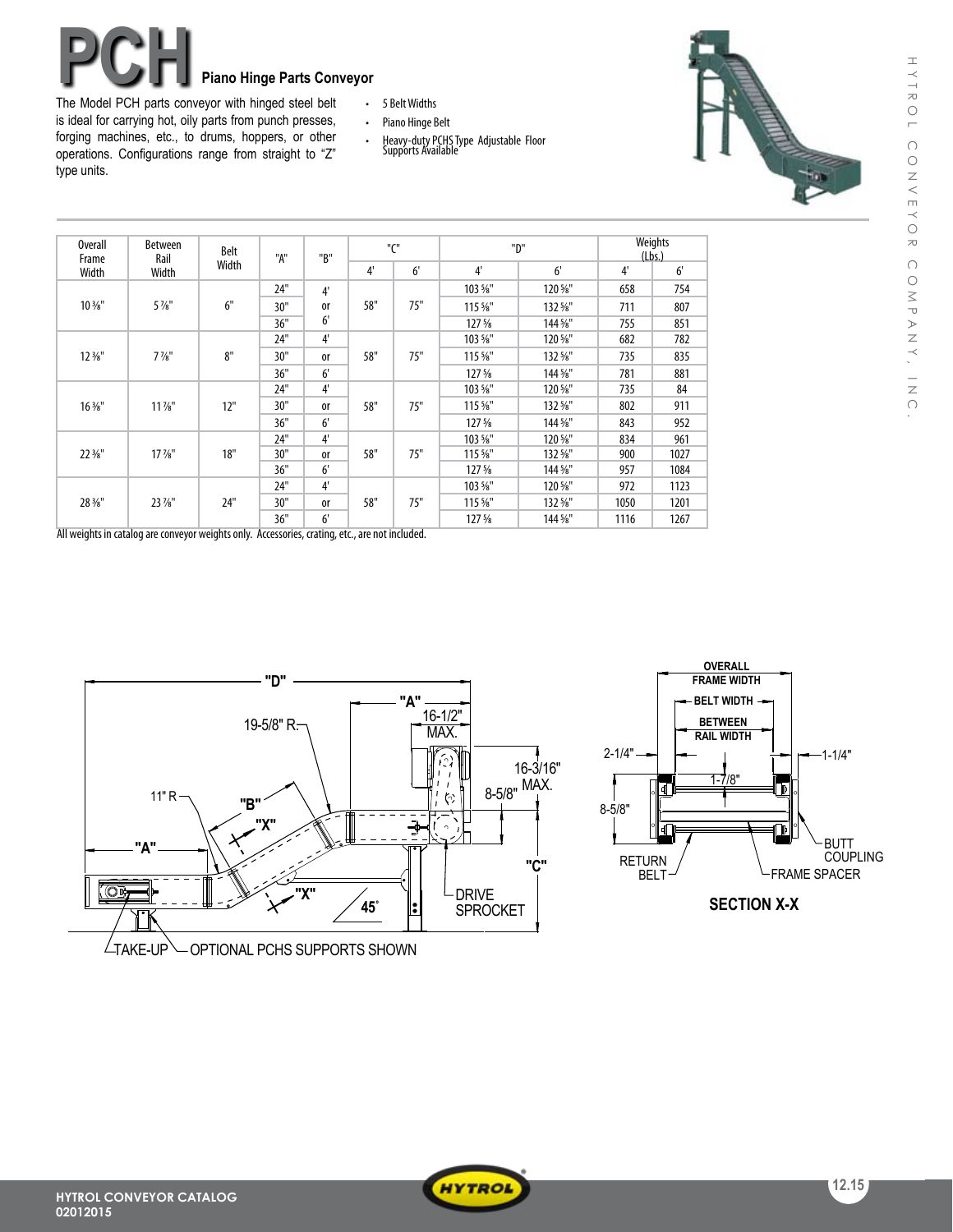# PCH Piano Hinge Parts Conveyor

The Model PCH parts conveyor with hinged steel belt is ideal for carrying hot, oily parts from punch presses, forging machines, etc., to drums, hoppers, or other operations. Configurations range from straight to "Z" type units.

- 5 Belt Widths
- Piano Hinge Belt
- Heavy-duty PCHS Type Adjustable Floor Supports Available

| Overall Frame Width | Between Rail Width | Belt Width | "A" | "B" | "C" | | "D" | | Weights (Lbs.) | |
|---|---|---|---|---|---|---|---|---|---|---|
| | | | | | 4' | 6' | 4' | 6' | 4' | 6' |
| 10 ⅜" | 5 ⅞" | 6" | 24" | 4' | 58" | 75" | 103 ⅝" | 120 ⅝" | 658 | 754 |
| | | | 30" | or | | | 115 ⅝" | 132 ⅝" | 711 | 807 |
| | | | 36" | 6' | | | 127 ⅝ | 144 ⅝" | 755 | 851 |
| 12 ⅜" | 7 ⅞" | 8" | 24" | 4' | 58" | 75" | 103 ⅝" | 120 ⅝" | 682 | 782 |
| | | | 30" | or | | | 115 ⅝" | 132 ⅝" | 735 | 835 |
| | | | 36" | 6' | | | 127 ⅝ | 144 ⅝" | 781 | 881 |
| 16 ⅜" | 11 ⅞" | 12" | 24" | 4' | 58" | 75" | 103 ⅝" | 120 ⅝" | 735 | 84 |
| | | | 30" | or | | | 115 ⅝" | 132 ⅝" | 802 | 911 |
| | | | 36" | 6' | | | 127 ⅝ | 144 ⅝" | 843 | 952 |
| 22 ⅜" | 17 ⅞" | 18" | 24" | 4' | 58" | 75" | 103 ⅝" | 120 ⅝" | 834 | 961 |
| | | | 30" | or | | | 115 ⅝" | 132 ⅝" | 900 | 1027 |
| | | | 36" | 6' | | | 127 ⅝ | 144 ⅝" | 957 | 1084 |
| 28 ⅜" | 23 ⅞" | 24" | 24" | 4' | 58" | 75" | 103 ⅝" | 120 ⅝" | 972 | 1123 |
| | | | 30" | or | | | 115 ⅝" | 132 ⅝" | 1050 | 1201 |
| | | | 36" | 6' | | | 127 ⅝ | 144 ⅝" | 1116 | 1267 |

All weights in catalog are conveyor weights only. Accessories, crating, etc., are not included.

"D"
"A"
16-1/2" MAX.
19-5/8" R.
16-3/16" MAX.
8-5/8"
11" R
"B"
"X"
"A"
"C"
"X"
45°
DRIVE SPROCKET
TAKE-UP
OPTIONAL PCHS SUPPORTS SHOWN

OVERALL FRAME WIDTH
BELT WIDTH
BETWEEN RAIL WIDTH
2-1/4"
1-1/4"
1-7/8"
8-5/8"
BUTT COUPLING
RETURN BELT
FRAME SPACER

**SECTION X-X**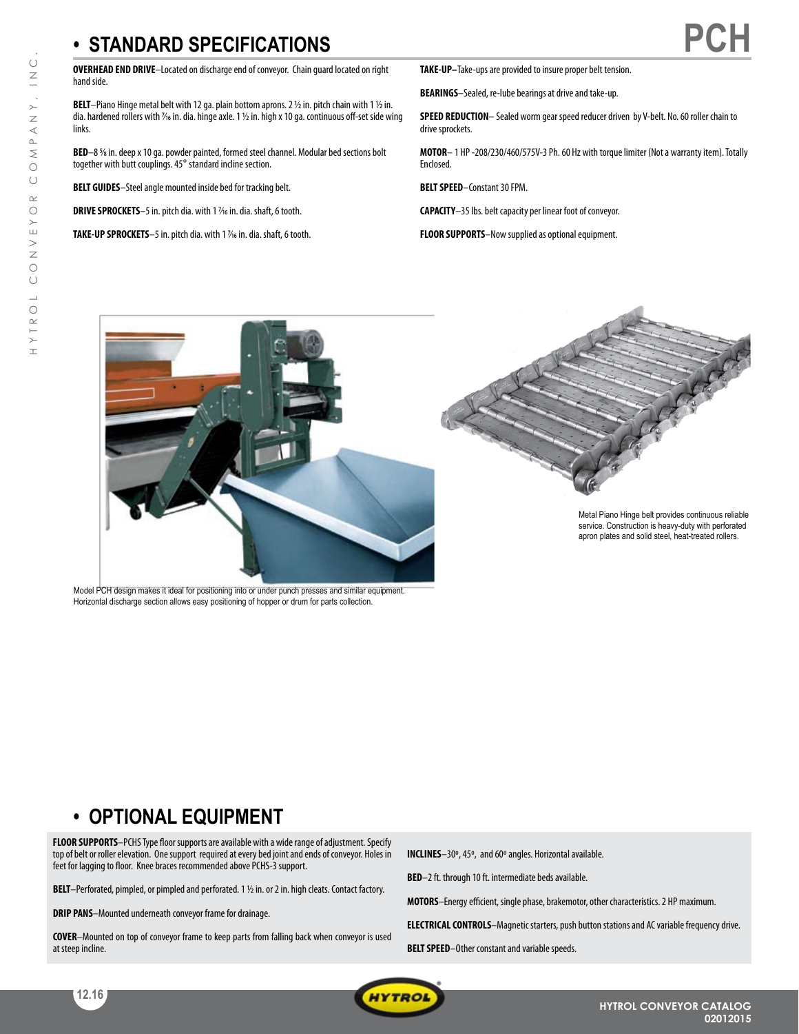# • STANDARD SPECIFICATIONS

**PCH**

**OVERHEAD END DRIVE**–Located on discharge end of conveyor. Chain guard located on right hand side.

**BELT**–Piano Hinge metal belt with 12 ga. plain bottom aprons. 2 ½ in. pitch chain with 1 ½ in. dia. hardened rollers with 7⁄16 in. dia. hinge axle. 1 ½ in. high x 10 ga. continuous off-set side wing links.

**BED**–8 5⁄8 in. deep x 10 ga. powder painted, formed steel channel. Modular bed sections bolt together with butt couplings. 45° standard incline section.

**BELT GUIDES**–Steel angle mounted inside bed for tracking belt.

**DRIVE SPROCKETS**–5 in. pitch dia. with 1 7⁄16 in. dia. shaft, 6 tooth.

**TAKE-UP SPROCKETS**–5 in. pitch dia. with 1 7⁄16 in. dia. shaft, 6 tooth.

**TAKE-UP**–Take-ups are provided to insure proper belt tension.

**BEARINGS**–Sealed, re-lube bearings at drive and take-up.

**SPEED REDUCTION**– Sealed worm gear speed reducer driven by V-belt. No. 60 roller chain to drive sprockets.

**MOTOR**– 1 HP -208/230/460/575V-3 Ph. 60 Hz with torque limiter (Not a warranty item). Totally Enclosed.

**BELT SPEED**–Constant 30 FPM.

**CAPACITY**–35 lbs. belt capacity per linear foot of conveyor.

**FLOOR SUPPORTS**–Now supplied as optional equipment.

Model PCH design makes it ideal for positioning into or under punch presses and similar equipment. Horizontal discharge section allows easy positioning of hopper or drum for parts collection.

Metal Piano Hinge belt provides continuous reliable service. Construction is heavy-duty with perforated apron plates and solid steel, heat-treated rollers.

# • OPTIONAL EQUIPMENT

**FLOOR SUPPORTS**–PCHS Type floor supports are available with a wide range of adjustment. Specify top of belt or roller elevation. One support required at every bed joint and ends of conveyor. Holes in feet for lagging to floor. Knee braces recommended above PCHS-3 support.

**BELT**–Perforated, pimpled, or pimpled and perforated. 1 ½ in. or 2 in. high cleats. Contact factory.

**DRIP PANS**–Mounted underneath conveyor frame for drainage.

**COVER**–Mounted on top of conveyor frame to keep parts from falling back when conveyor is used at steep incline.

**INCLINES**–30º, 45º, and 60º angles. Horizontal available.

**BED**–2 ft. through 10 ft. intermediate beds available.

**MOTORS**–Energy efficient, single phase, brakemotor, other characteristics. 2 HP maximum.

**ELECTRICAL CONTROLS**–Magnetic starters, push button stations and AC variable frequency drive.

**BELT SPEED**–Other constant and variable speeds.